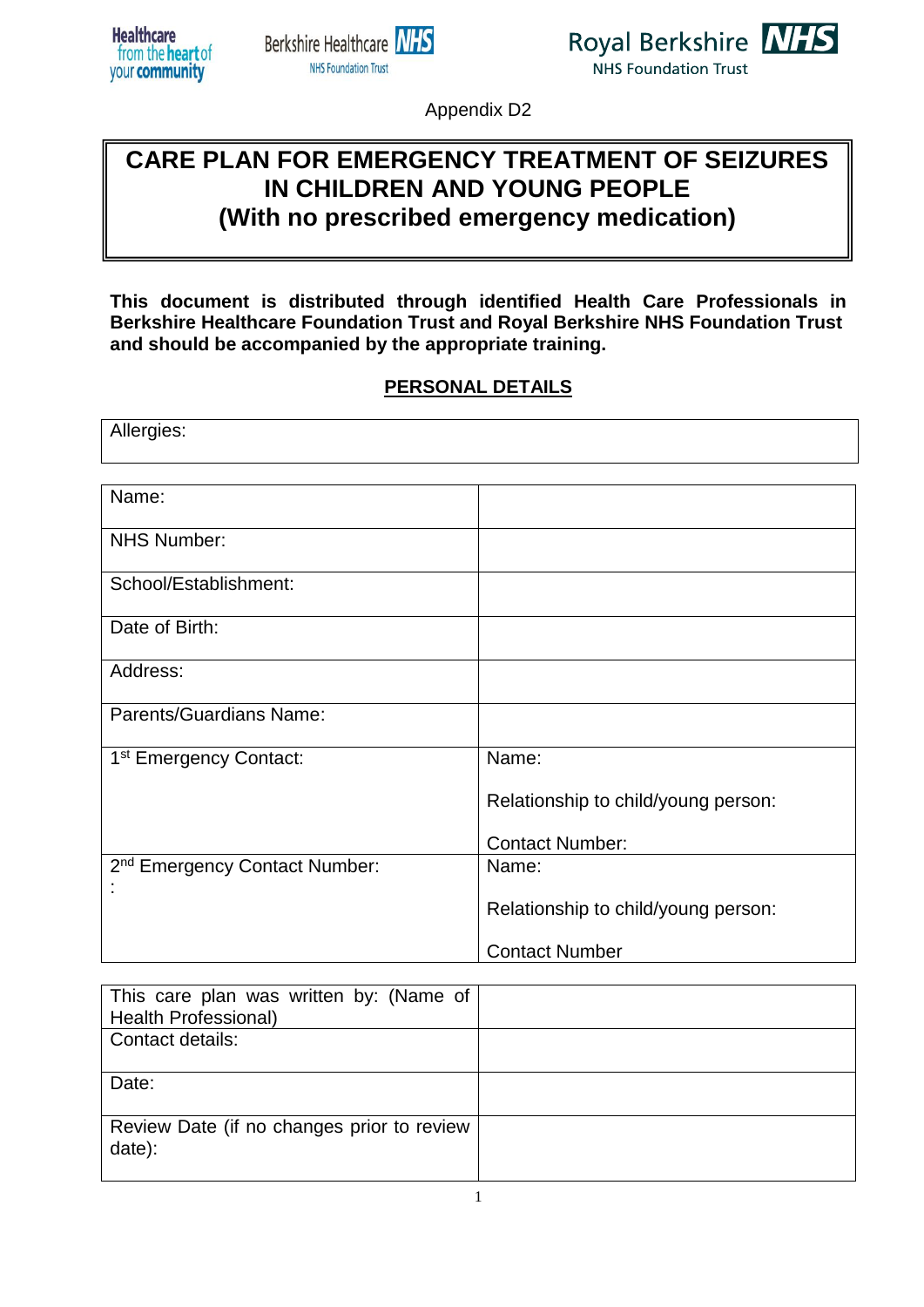Appendix D2

# CARE PLAN FOR EMERGENCY TREATMENT OF SEIZURES IN CHILDREN AND YOUNG PEOPLE (With no prescribed emergency medication)

**This document is distributed through identified Health Care Professionals in Berkshire Healthcare Foundation Trust and Royal Berkshire NHS Foundation Trust and should be accompanied by the appropriate training.**

## PERSONAL DETAILS

| Allergies: |
|---|

| | |
|---|---|
| Name: | |
| NHS Number: | |
| School/Establishment: | |
| Date of Birth: | |
| Address: | |
| Parents/Guardians Name: | |
| 1st Emergency Contact: | Name:<br><br>Relationship to child/young person:<br><br>Contact Number: |
| 2nd Emergency Contact Number:<br>: | Name:<br><br>Relationship to child/young person:<br><br>Contact Number |

| | |
|---|---|
| This care plan was written by: (Name of Health Professional) | |
| Contact details: | |
| Date: | |
| Review Date (if no changes prior to review date): | |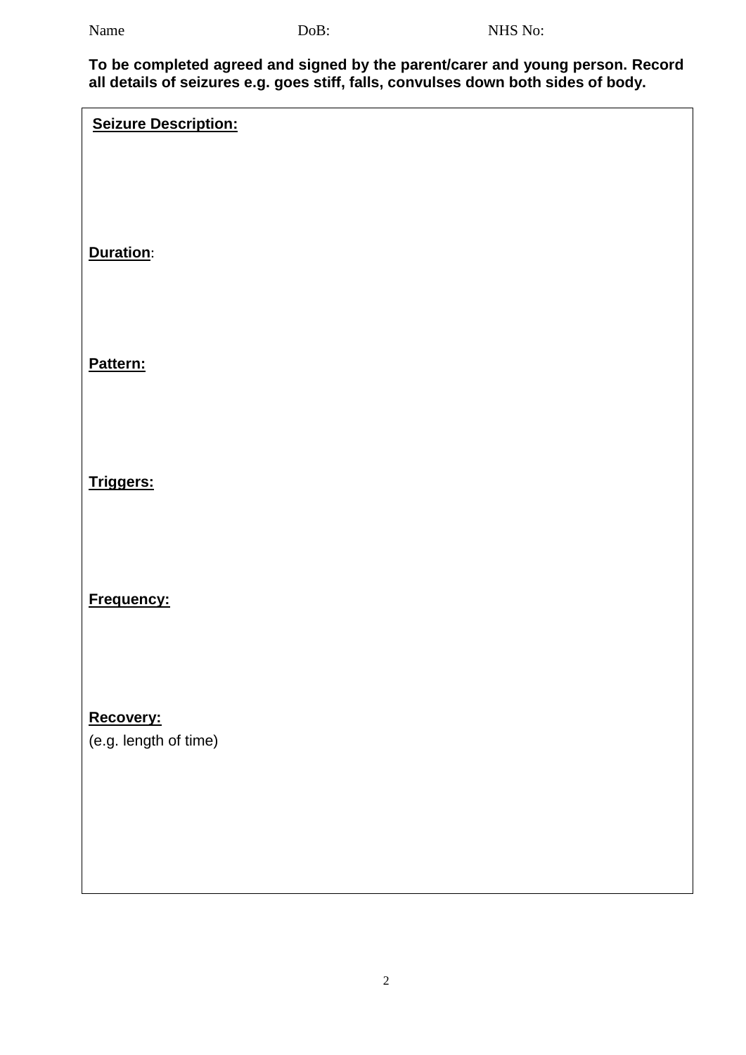Name DoB: NHS No:

**To be completed agreed and signed by the parent/carer and young person. Record all details of seizures e.g. goes stiff, falls, convulses down both sides of body.**

**Seizure Description:**

**Duration**:

**Pattern:**

**Triggers:**

**Frequency:**

**Recovery:**
(e.g. length of time)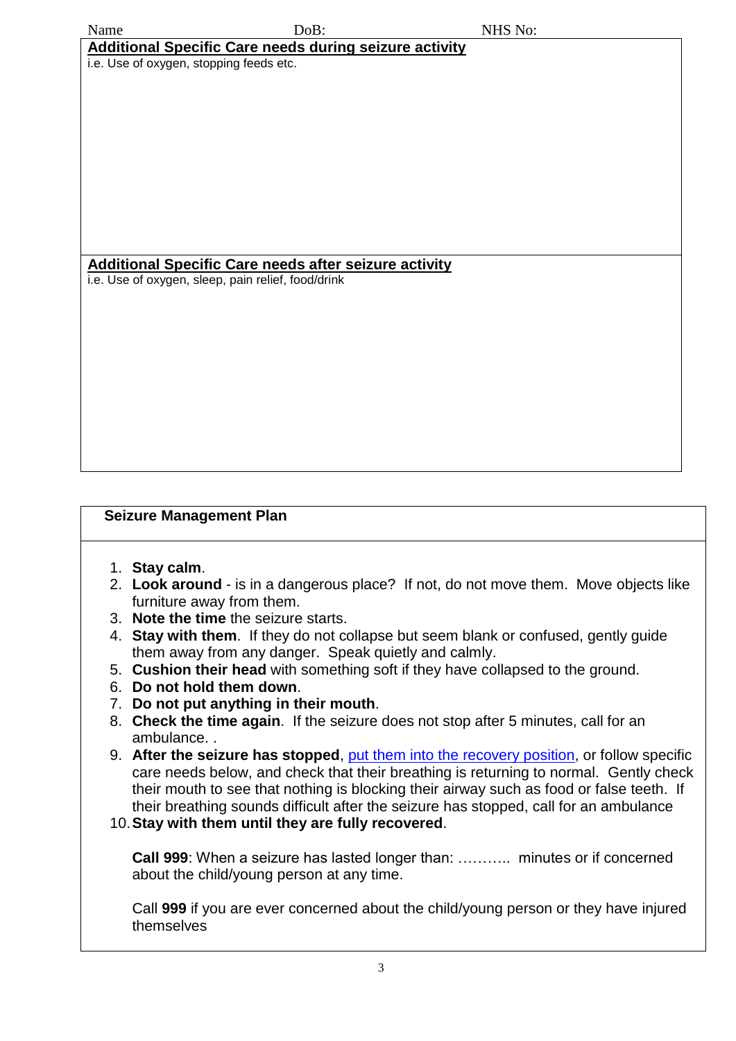Name DoB: NHS No:

**Additional Specific Care needs during seizure activity**

i.e. Use of oxygen, stopping feeds etc.

**Additional Specific Care needs after seizure activity**

i.e. Use of oxygen, sleep, pain relief, food/drink

**Seizure Management Plan**

1. **Stay calm**.
2. **Look around** - is in a dangerous place? If not, do not move them. Move objects like furniture away from them.
3. **Note the time** the seizure starts.
4. **Stay with them**. If they do not collapse but seem blank or confused, gently guide them away from any danger. Speak quietly and calmly.
5. **Cushion their head** with something soft if they have collapsed to the ground.
6. **Do not hold them down**.
7. **Do not put anything in their mouth**.
8. **Check the time again**. If the seizure does not stop after 5 minutes, call for an ambulance. .
9. **After the seizure has stopped**, put them into the recovery position, or follow specific care needs below, and check that their breathing is returning to normal. Gently check their mouth to see that nothing is blocking their airway such as food or false teeth. If their breathing sounds difficult after the seizure has stopped, call for an ambulance
10. **Stay with them until they are fully recovered**.

**Call 999**: When a seizure has lasted longer than: ……….. minutes or if concerned about the child/young person at any time.

Call **999** if you are ever concerned about the child/young person or they have injured themselves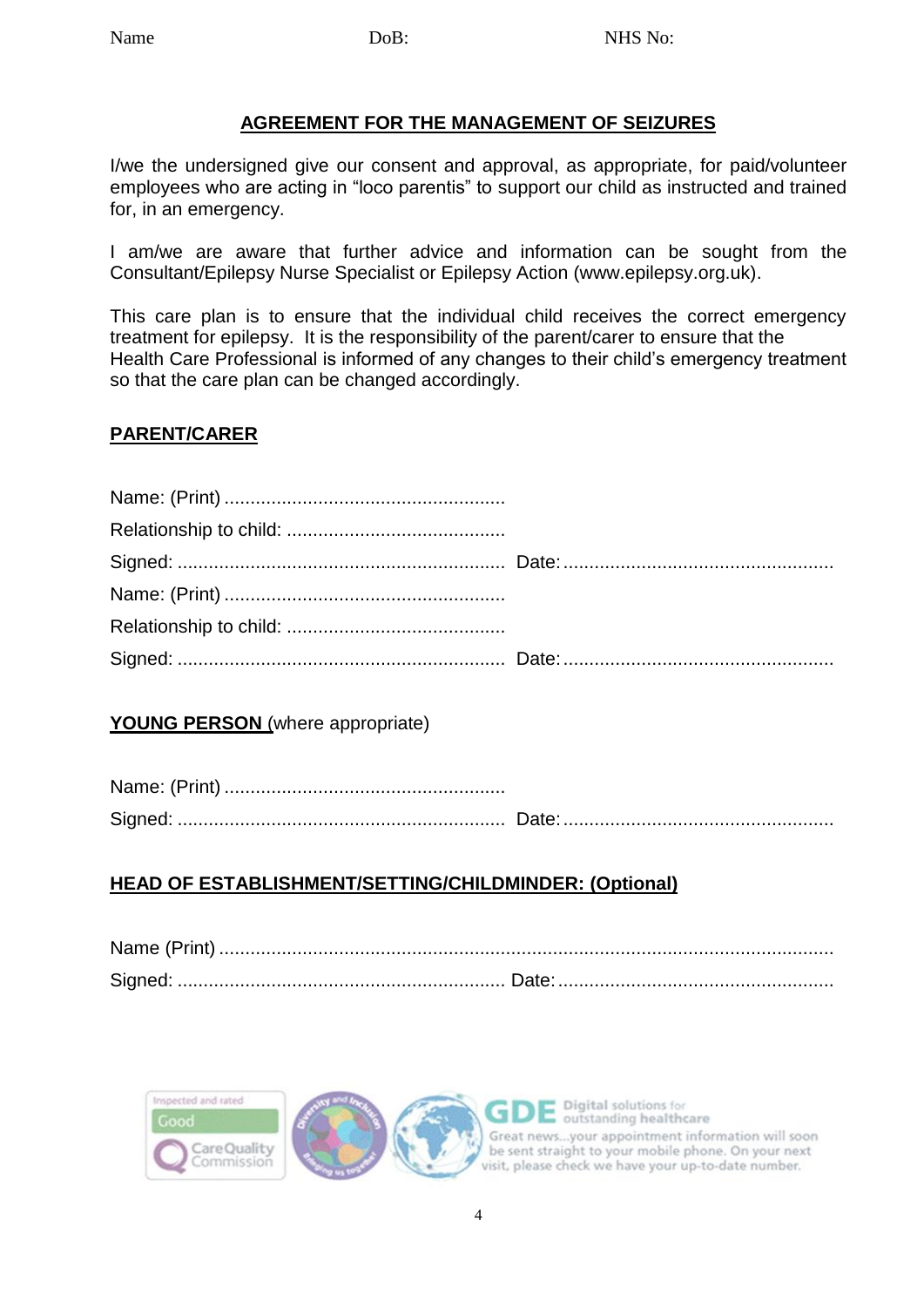Name DoB: NHS No:

## AGREEMENT FOR THE MANAGEMENT OF SEIZURES

I/we the undersigned give our consent and approval, as appropriate, for paid/volunteer employees who are acting in "loco parentis" to support our child as instructed and trained for, in an emergency.

I am/we are aware that further advice and information can be sought from the Consultant/Epilepsy Nurse Specialist or Epilepsy Action (www.epilepsy.org.uk).

This care plan is to ensure that the individual child receives the correct emergency treatment for epilepsy. It is the responsibility of the parent/carer to ensure that the Health Care Professional is informed of any changes to their child's emergency treatment so that the care plan can be changed accordingly.

### PARENT/CARER

Name: (Print) .....................................................

Relationship to child: ..........................................

Signed: .............................................................. Date: ...................................................

Name: (Print) .....................................................

Relationship to child: ..........................................

Signed: .............................................................. Date: ...................................................

### YOUNG PERSON (where appropriate)

Name: (Print) .....................................................

Signed: .............................................................. Date: ...................................................

### HEAD OF ESTABLISHMENT/SETTING/CHILDMINDER: (Optional)

Name (Print) ......................................................................................................................

Signed: .............................................................. Date: ....................................................

Inspected and rated Good Care Quality Commission

GDE Digital solutions for outstanding healthcare

Great news...your appointment information will soon be sent straight to your mobile phone. On your next visit, please check we have your up-to-date number.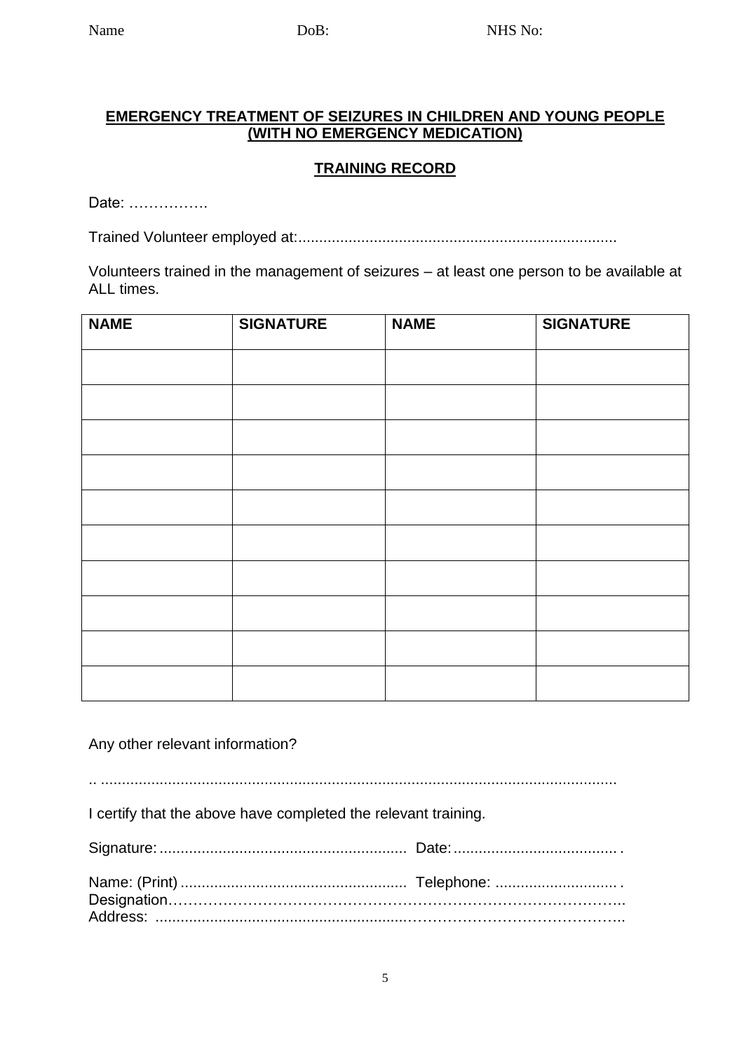Name DoB: NHS No:

## EMERGENCY TREATMENT OF SEIZURES IN CHILDREN AND YOUNG PEOPLE (WITH NO EMERGENCY MEDICATION)

## TRAINING RECORD

Date: …………….

Trained Volunteer employed at:..........................................................................

Volunteers trained in the management of seizures – at least one person to be available at ALL times.

| NAME | SIGNATURE | NAME | SIGNATURE |
|---|---|---|---|
| | | | |
| | | | |
| | | | |
| | | | |
| | | | |
| | | | |
| | | | |
| | | | |
| | | | |
| | | | |

Any other relevant information?

.. ..........................................................................................................................

I certify that the above have completed the relevant training.

Signature: .......................................................... Date: ...................................... .

Name: (Print) ..................................................... Telephone: ............................ .
Designation……………………………………………………………………………..
Address: ........................................................……………………………………..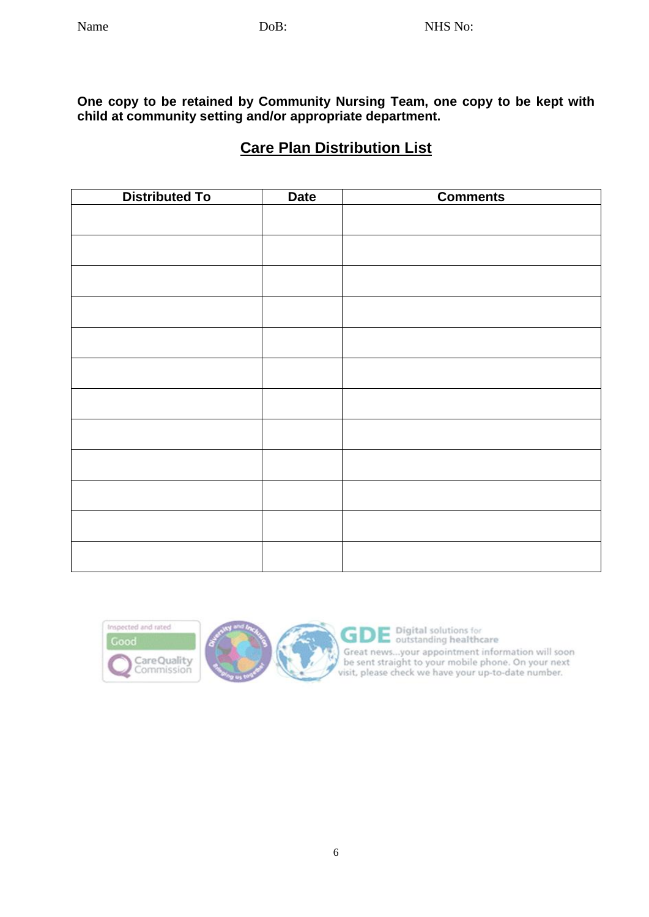**One copy to be retained by Community Nursing Team, one copy to be kept with child at community setting and/or appropriate department.**

## Care Plan Distribution List

| Distributed To | Date | Comments |
|---|---|---|
| | | |
| | | |
| | | |
| | | |
| | | |
| | | |
| | | |
| | | |
| | | |
| | | |
| | | |
| | | |